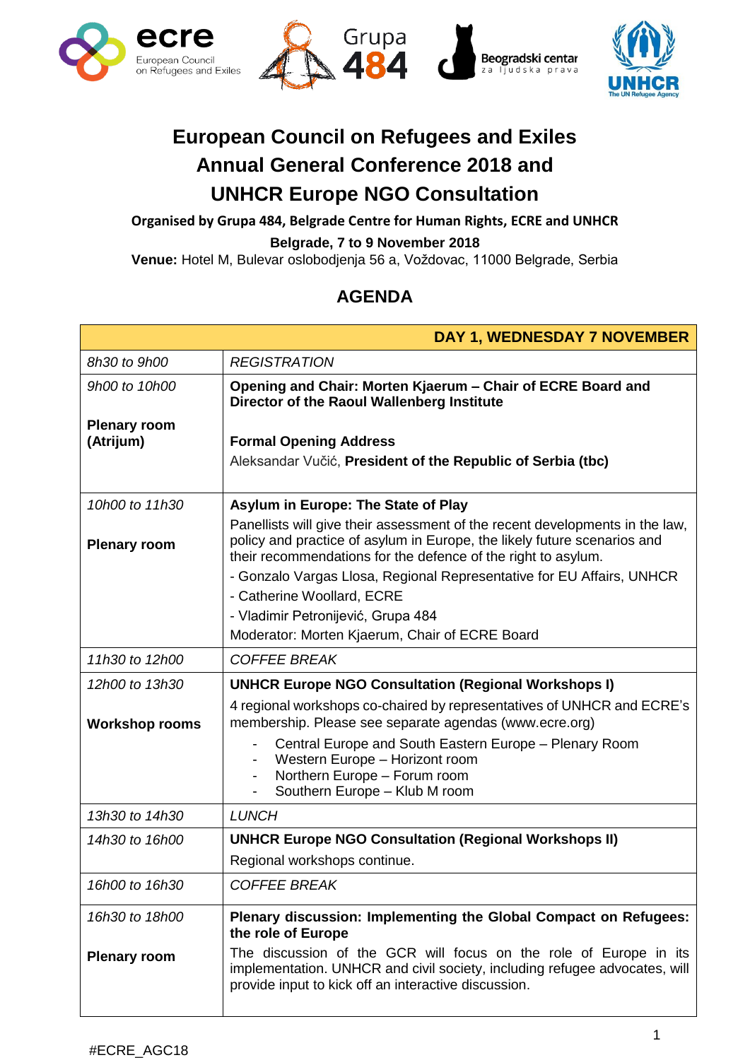# European Council on Refugees and Exiles Annual General Conference 2018 and UNHCR Europe NGO Consultation

**Organised by Grupa 484, Belgrade Centre for Human Rights, ECRE and UNHCR**

**Belgrade, 7 to 9 November 2018**

**Venue:** Hotel M, Bulevar oslobodjenja 56 a, Voždovac, 11000 Belgrade, Serbia

## AGENDA

| | **DAY 1, WEDNESDAY 7 NOVEMBER** |
|---|---|
| *8h30 to 9h00* | *REGISTRATION* |
| *9h00 to 10h00*<br><br>**Plenary room (Atrijum)** | **Opening and Chair: Morten Kjaerum – Chair of ECRE Board and Director of the Raoul Wallenberg Institute**<br><br>**Formal Opening Address**<br>Aleksandar Vučić, **President of the Republic of Serbia (tbc)** |
| *10h00 to 11h30*<br><br>**Plenary room** | **Asylum in Europe: The State of Play**<br>Panellists will give their assessment of the recent developments in the law, policy and practice of asylum in Europe, the likely future scenarios and their recommendations for the defence of the right to asylum.<br>- Gonzalo Vargas Llosa, Regional Representative for EU Affairs, UNHCR<br>- Catherine Woollard, ECRE<br>- Vladimir Petronijević, Grupa 484<br>Moderator: Morten Kjaerum, Chair of ECRE Board |
| *11h30 to 12h00* | *COFFEE BREAK* |
| *12h00 to 13h30*<br><br>**Workshop rooms** | **UNHCR Europe NGO Consultation (Regional Workshops I)**<br>4 regional workshops co-chaired by representatives of UNHCR and ECRE's membership. Please see separate agendas (www.ecre.org)<br>- Central Europe and South Eastern Europe – Plenary Room<br>- Western Europe – Horizont room<br>- Northern Europe – Forum room<br>- Southern Europe – Klub M room |
| *13h30 to 14h30* | *LUNCH* |
| *14h30 to 16h00* | **UNHCR Europe NGO Consultation (Regional Workshops II)**<br>Regional workshops continue. |
| *16h00 to 16h30* | *COFFEE BREAK* |
| *16h30 to 18h00*<br><br>**Plenary room** | **Plenary discussion: Implementing the Global Compact on Refugees: the role of Europe**<br>The discussion of the GCR will focus on the role of Europe in its implementation. UNHCR and civil society, including refugee advocates, will provide input to kick off an interactive discussion. |

#ECRE_AGC18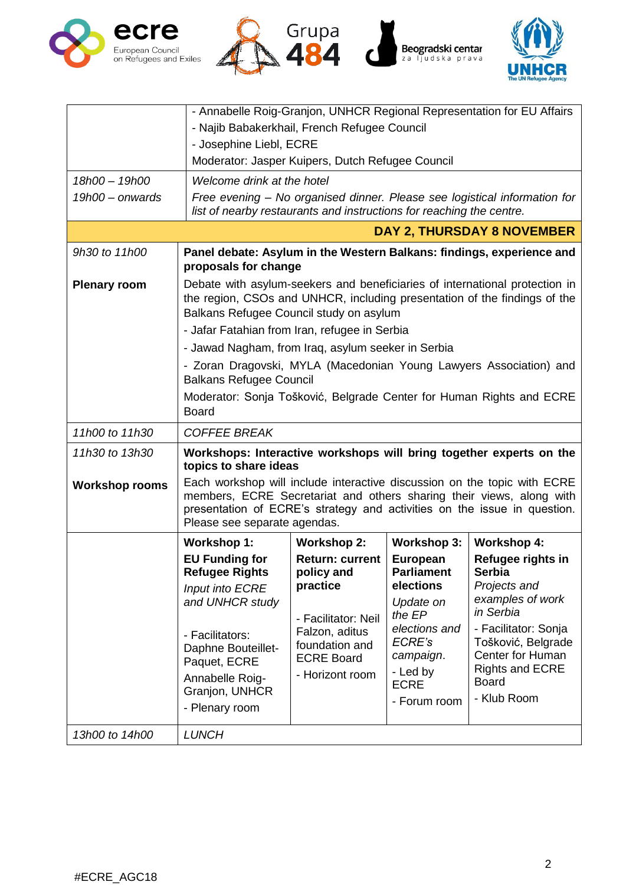| | |
|---|---|
| | - Annabelle Roig-Granjon, UNHCR Regional Representation for EU Affairs<br>- Najib Babakerkhail, French Refugee Council<br>- Josephine Liebl, ECRE<br>Moderator: Jasper Kuipers, Dutch Refugee Council |
| *18h00 – 19h00*<br>*19h00 – onwards* | *Welcome drink at the hotel*<br>*Free evening – No organised dinner. Please see logistical information for list of nearby restaurants and instructions for reaching the centre.* |
| | **DAY 2, THURSDAY 8 NOVEMBER** |
| *9h30 to 11h00*<br><br>**Plenary room** | **Panel debate: Asylum in the Western Balkans: findings, experience and proposals for change**<br>Debate with asylum-seekers and beneficiaries of international protection in the region, CSOs and UNHCR, including presentation of the findings of the Balkans Refugee Council study on asylum<br>- Jafar Fatahian from Iran, refugee in Serbia<br>- Jawad Nagham, from Iraq, asylum seeker in Serbia<br>- Zoran Dragovski, MYLA (Macedonian Young Lawyers Association) and Balkans Refugee Council<br>Moderator: Sonja Tošković, Belgrade Center for Human Rights and ECRE Board |
| *11h00 to 11h30* | *COFFEE BREAK* |
| *11h30 to 13h30*<br><br>**Workshop rooms** | **Workshops: Interactive workshops will bring together experts on the topics to share ideas**<br>Each workshop will include interactive discussion on the topic with ECRE members, ECRE Secretariat and others sharing their views, along with presentation of ECRE's strategy and activities on the issue in question. Please see separate agendas. |

| | Workshop 1 | Workshop 2 | Workshop 3 | Workshop 4 |
|---|---|---|---|---|
| | **Workshop 1:**<br>**EU Funding for Refugee Rights**<br>*Input into ECRE and UNHCR study*<br><br>- Facilitators: Daphne Bouteillet-Paquet, ECRE<br>Annabelle Roig-Granjon, UNHCR<br>- Plenary room | **Workshop 2:**<br>**Return: current policy and practice**<br><br>- Facilitator: Neil Falzon, aditus foundation and ECRE Board<br>- Horizont room | **Workshop 3:**<br>**European Parliament elections**<br>*Update on the EP elections and ECRE's campaign.*<br>- Led by ECRE<br>- Forum room | **Workshop 4:**<br>**Refugee rights in Serbia**<br>*Projects and examples of work in Serbia*<br>- Facilitator: Sonja Tošković, Belgrade Center for Human Rights and ECRE Board<br>- Klub Room |
| *13h00 to 14h00* | *LUNCH* | | | |

#ECRE_AGC18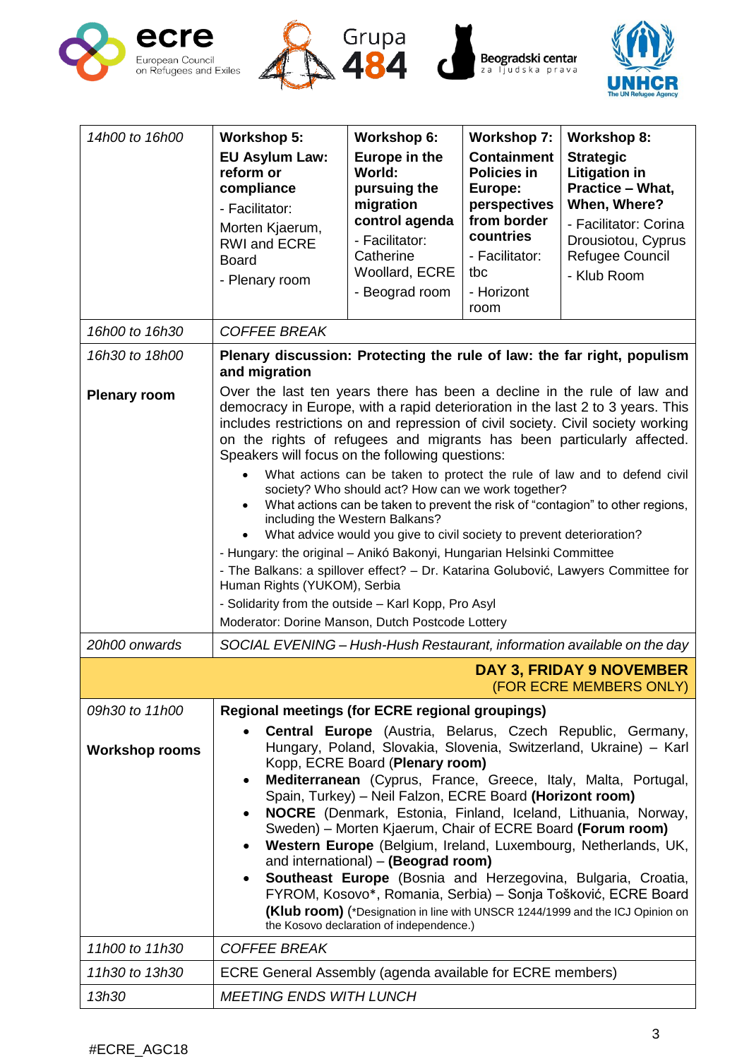| | | | | |
|---|---|---|---|---|
| *14h00 to 16h00* | **Workshop 5:** **EU Asylum Law: reform or compliance** - Facilitator: Morten Kjaerum, RWI and ECRE Board - Plenary room | **Workshop 6:** **Europe in the World: pursuing the migration control agenda** - Facilitator: Catherine Woollard, ECRE - Beograd room | **Workshop 7:** **Containment Policies in Europe: perspectives from border countries** - Facilitator: tbc - Horizont room | **Workshop 8:** **Strategic Litigation in Practice – What, When, Where?** - Facilitator: Corina Drousiotou, Cyprus Refugee Council - Klub Room |
| *16h00 to 16h30* | *COFFEE BREAK* | | | |
| *16h30 to 18h00* **Plenary room** | **Plenary discussion: Protecting the rule of law: the far right, populism and migration** Over the last ten years there has been a decline in the rule of law and democracy in Europe, with a rapid deterioration in the last 2 to 3 years. This includes restrictions on and repression of civil society. Civil society working on the rights of refugees and migrants has been particularly affected. Speakers will focus on the following questions: • What actions can be taken to protect the rule of law and to defend civil society? Who should act? How can we work together? • What actions can be taken to prevent the risk of "contagion" to other regions, including the Western Balkans? • What advice would you give to civil society to prevent deterioration? - Hungary: the original – Anikó Bakonyi, Hungarian Helsinki Committee - The Balkans: a spillover effect? – Dr. Katarina Golubović, Lawyers Committee for Human Rights (YUKOM), Serbia - Solidarity from the outside – Karl Kopp, Pro Asyl Moderator: Dorine Manson, Dutch Postcode Lottery | | | |
| *20h00 onwards* | *SOCIAL EVENING – Hush-Hush Restaurant, information available on the day* | | | |
| | **DAY 3, FRIDAY 9 NOVEMBER** (FOR ECRE MEMBERS ONLY) | | | |
| *09h30 to 11h00* **Workshop rooms** | **Regional meetings (for ECRE regional groupings)** • **Central Europe** (Austria, Belarus, Czech Republic, Germany, Hungary, Poland, Slovakia, Slovenia, Switzerland, Ukraine) – Karl Kopp, ECRE Board (**Plenary room)** • **Mediterranean** (Cyprus, France, Greece, Italy, Malta, Portugal, Spain, Turkey) – Neil Falzon, ECRE Board **(Horizont room)** • **NOCRE** (Denmark, Estonia, Finland, Iceland, Lithuania, Norway, Sweden) – Morten Kjaerum, Chair of ECRE Board **(Forum room)** • **Western Europe** (Belgium, Ireland, Luxembourg, Netherlands, UK, and international) – **(Beograd room)** • **Southeast Europe** (Bosnia and Herzegovina, Bulgaria, Croatia, FYROM, Kosovo*, Romania, Serbia) – Sonja Tošković, ECRE Board **(Klub room)** (*Designation in line with UNSCR 1244/1999 and the ICJ Opinion on the Kosovo declaration of independence.) | | | |
| *11h00 to 11h30* | *COFFEE BREAK* | | | |
| *11h30 to 13h30* | ECRE General Assembly (agenda available for ECRE members) | | | |
| *13h30* | *MEETING ENDS WITH LUNCH* | | | |